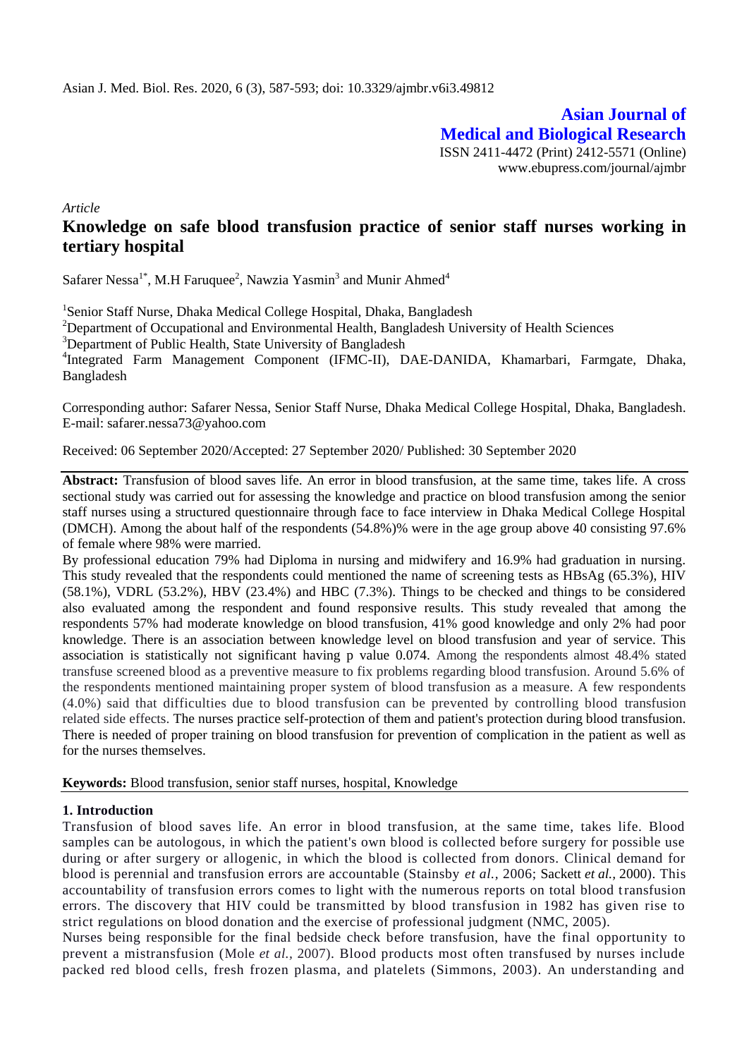# Asian Journal of Medical and Biological Research

ISSN 2411-4472 (Print) 2412-5571 (Online)
www.ebupress.com/journal/ajmbr

*Article*

## Knowledge on safe blood transfusion practice of senior staff nurses working in tertiary hospital

Safarer Nessa[1*], M.H Faruquee[2], Nawzia Yasmin[3] and Munir Ahmed[4]

[1]Senior Staff Nurse, Dhaka Medical College Hospital, Dhaka, Bangladesh

[2]Department of Occupational and Environmental Health, Bangladesh University of Health Sciences

[3]Department of Public Health, State University of Bangladesh

[4]Integrated Farm Management Component (IFMC-II), DAE-DANIDA, Khamarbari, Farmgate, Dhaka, Bangladesh

Corresponding author: Safarer Nessa, Senior Staff Nurse, Dhaka Medical College Hospital, Dhaka, Bangladesh. E-mail: safarer.nessa73@yahoo.com

Received: 06 September 2020/Accepted: 27 September 2020/ Published: 30 September 2020

**Abstract:** Transfusion of blood saves life. An error in blood transfusion, at the same time, takes life. A cross sectional study was carried out for assessing the knowledge and practice on blood transfusion among the senior staff nurses using a structured questionnaire through face to face interview in Dhaka Medical College Hospital (DMCH). Among the about half of the respondents (54.8%)% were in the age group above 40 consisting 97.6% of female where 98% were married.

By professional education 79% had Diploma in nursing and midwifery and 16.9% had graduation in nursing. This study revealed that the respondents could mentioned the name of screening tests as HBsAg (65.3%), HIV (58.1%), VDRL (53.2%), HBV (23.4%) and HBC (7.3%). Things to be checked and things to be considered also evaluated among the respondent and found responsive results. This study revealed that among the respondents 57% had moderate knowledge on blood transfusion, 41% good knowledge and only 2% had poor knowledge. There is an association between knowledge level on blood transfusion and year of service. This association is statistically not significant having p value 0.074. Among the respondents almost 48.4% stated transfuse screened blood as a preventive measure to fix problems regarding blood transfusion. Around 5.6% of the respondents mentioned maintaining proper system of blood transfusion as a measure. A few respondents (4.0%) said that difficulties due to blood transfusion can be prevented by controlling blood transfusion related side effects. The nurses practice self-protection of them and patient's protection during blood transfusion. There is needed of proper training on blood transfusion for prevention of complication in the patient as well as for the nurses themselves.

**Keywords:** Blood transfusion, senior staff nurses, hospital, Knowledge

### 1. Introduction

Transfusion of blood saves life. An error in blood transfusion, at the same time, takes life. Blood samples can be autologous, in which the patient's own blood is collected before surgery for possible use during or after surgery or allogenic, in which the blood is collected from donors. Clinical demand for blood is perennial and transfusion errors are accountable (Stainsby *et al.,* 2006; Sackett *et al.,* 2000). This accountability of transfusion errors comes to light with the numerous reports on total blood transfusion errors. The discovery that HIV could be transmitted by blood transfusion in 1982 has given rise to strict regulations on blood donation and the exercise of professional judgment (NMC, 2005).

Nurses being responsible for the final bedside check before transfusion, have the final opportunity to prevent a mistransfusion (Mole *et al.,* 2007). Blood products most often transfused by nurses include packed red blood cells, fresh frozen plasma, and platelets (Simmons, 2003). An understanding and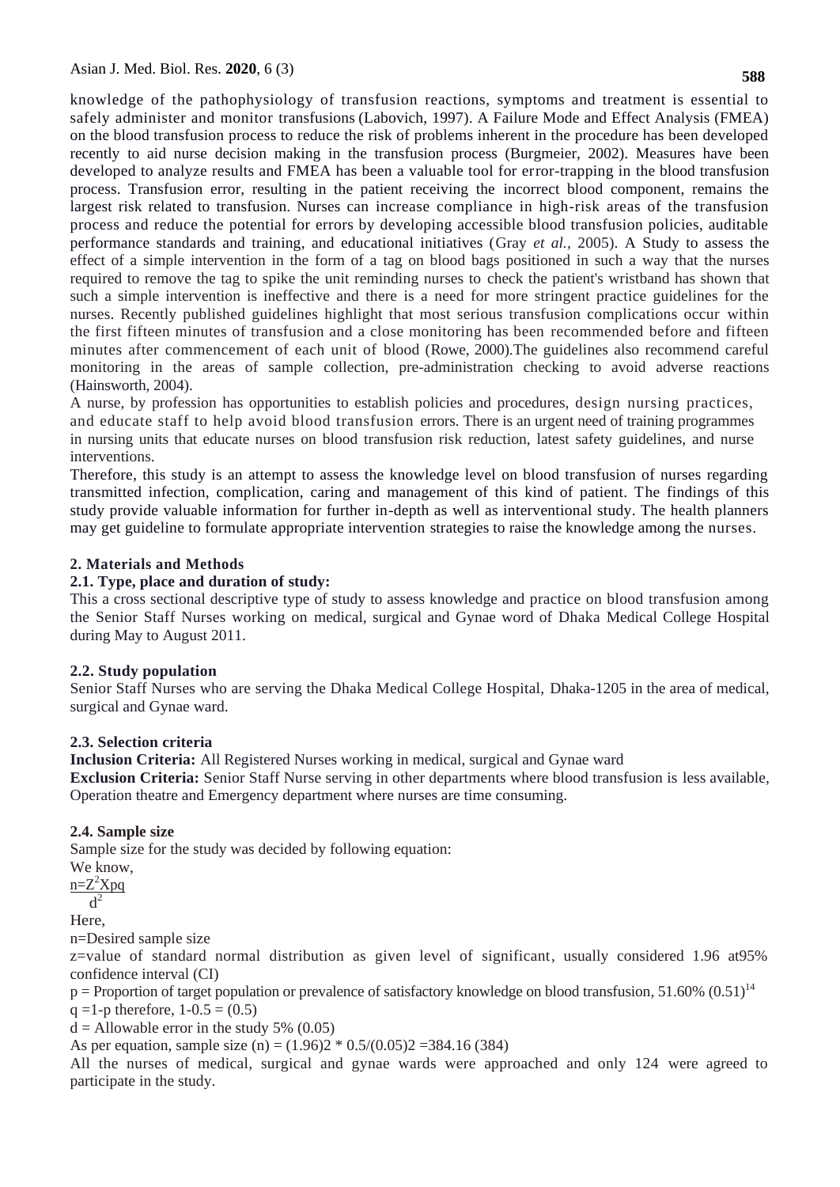knowledge of the pathophysiology of transfusion reactions, symptoms and treatment is essential to safely administer and monitor transfusions (Labovich, 1997). A Failure Mode and Effect Analysis (FMEA) on the blood transfusion process to reduce the risk of problems inherent in the procedure has been developed recently to aid nurse decision making in the transfusion process (Burgmeier, 2002). Measures have been developed to analyze results and FMEA has been a valuable tool for error-trapping in the blood transfusion process. Transfusion error, resulting in the patient receiving the incorrect blood component, remains the largest risk related to transfusion. Nurses can increase compliance in high-risk areas of the transfusion process and reduce the potential for errors by developing accessible blood transfusion policies, auditable performance standards and training, and educational initiatives (Gray *et al.,* 2005). A Study to assess the effect of a simple intervention in the form of a tag on blood bags positioned in such a way that the nurses required to remove the tag to spike the unit reminding nurses to check the patient's wristband has shown that such a simple intervention is ineffective and there is a need for more stringent practice guidelines for the nurses. Recently published guidelines highlight that most serious transfusion complications occur within the first fifteen minutes of transfusion and a close monitoring has been recommended before and fifteen minutes after commencement of each unit of blood (Rowe, 2000).The guidelines also recommend careful monitoring in the areas of sample collection, pre-administration checking to avoid adverse reactions (Hainsworth, 2004).

A nurse, by profession has opportunities to establish policies and procedures, design nursing practices, and educate staff to help avoid blood transfusion errors. There is an urgent need of training programmes in nursing units that educate nurses on blood transfusion risk reduction, latest safety guidelines, and nurse interventions.

Therefore, this study is an attempt to assess the knowledge level on blood transfusion of nurses regarding transmitted infection, complication, caring and management of this kind of patient. The findings of this study provide valuable information for further in-depth as well as interventional study. The health planners may get guideline to formulate appropriate intervention strategies to raise the knowledge among the nurses.

## 2. Materials and Methods

### 2.1. Type, place and duration of study:

This a cross sectional descriptive type of study to assess knowledge and practice on blood transfusion among the Senior Staff Nurses working on medical, surgical and Gynae word of Dhaka Medical College Hospital during May to August 2011.

### 2.2. Study population

Senior Staff Nurses who are serving the Dhaka Medical College Hospital, Dhaka-1205 in the area of medical, surgical and Gynae ward.

### 2.3. Selection criteria

**Inclusion Criteria:** All Registered Nurses working in medical, surgical and Gynae ward

**Exclusion Criteria:** Senior Staff Nurse serving in other departments where blood transfusion is less available, Operation theatre and Emergency department where nurses are time consuming.

### 2.4. Sample size

Sample size for the study was decided by following equation:

We know,

$$n=\frac{Z^2Xpq}{d^2}$$

Here,

n=Desired sample size

z=value of standard normal distribution as given level of significant, usually considered 1.96 at95% confidence interval (CI)

p = Proportion of target population or prevalence of satisfactory knowledge on blood transfusion, 51.60% (0.51)[14]

q =1-p therefore, 1-0.5 = (0.5)

d = Allowable error in the study 5% (0.05)

As per equation, sample size (n) = (1.96)2 * 0.5/(0.05)2 =384.16 (384)

All the nurses of medical, surgical and gynae wards were approached and only 124 were agreed to participate in the study.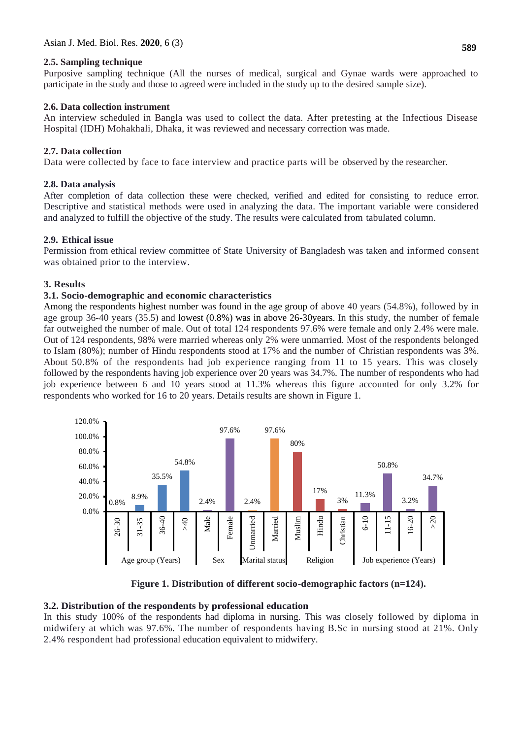#### 2.5. Sampling technique

Purposive sampling technique (All the nurses of medical, surgical and Gynae wards were approached to participate in the study and those to agreed were included in the study up to the desired sample size).

#### 2.6. Data collection instrument

An interview scheduled in Bangla was used to collect the data. After pretesting at the Infectious Disease Hospital (IDH) Mohakhali, Dhaka, it was reviewed and necessary correction was made.

#### 2.7. Data collection

Data were collected by face to face interview and practice parts will be observed by the researcher.

#### 2.8. Data analysis

After completion of data collection these were checked, verified and edited for consisting to reduce error. Descriptive and statistical methods were used in analyzing the data. The important variable were considered and analyzed to fulfill the objective of the study. The results were calculated from tabulated column.

#### 2.9. Ethical issue

Permission from ethical review committee of State University of Bangladesh was taken and informed consent was obtained prior to the interview.

## 3. Results

### 3.1. Socio-demographic and economic characteristics

Among the respondents highest number was found in the age group of above 40 years (54.8%), followed by in age group 36-40 years (35.5) and lowest (0.8%) was in above 26-30years. In this study, the number of female far outweighed the number of male. Out of total 124 respondents 97.6% were female and only 2.4% were male. Out of 124 respondents, 98% were married whereas only 2% were unmarried. Most of the respondents belonged to Islam (80%); number of Hindu respondents stood at 17% and the number of Christian respondents was 3%. About 50.8% of the respondents had job experience ranging from 11 to 15 years. This was closely followed by the respondents having job experience over 20 years was 34.7%. The number of respondents who had job experience between 6 and 10 years stood at 11.3% whereas this figure accounted for only 3.2% for respondents who worked for 16 to 20 years. Details results are shown in Figure 1.

| Category | Group | Percentage |
|---|---|---|
| Age group (Years) | 26-30 | 0.8% |
| | 31-35 | 8.9% |
| | 36-40 | 35.5% |
| | >40 | 54.8% |
| Sex | Male | 2.4% |
| | Female | 97.6% |
| Marital status | Unmarried | 2.4% |
| | Married | 97.6% |
| Religion | Muslim | 80% |
| | Hindu | 17% |
| | Christian | 3% |
| Job experience (Years) | 6-10 | 11.3% |
| | 11-15 | 50.8% |
| | 16-20 | 3.2% |
| | >20 | 34.7% |

**Figure 1. Distribution of different socio-demographic factors (n=124).**

### 3.2. Distribution of the respondents by professional education

In this study 100% of the respondents had diploma in nursing. This was closely followed by diploma in midwifery at which was 97.6%. The number of respondents having B.Sc in nursing stood at 21%. Only 2.4% respondent had professional education equivalent to midwifery.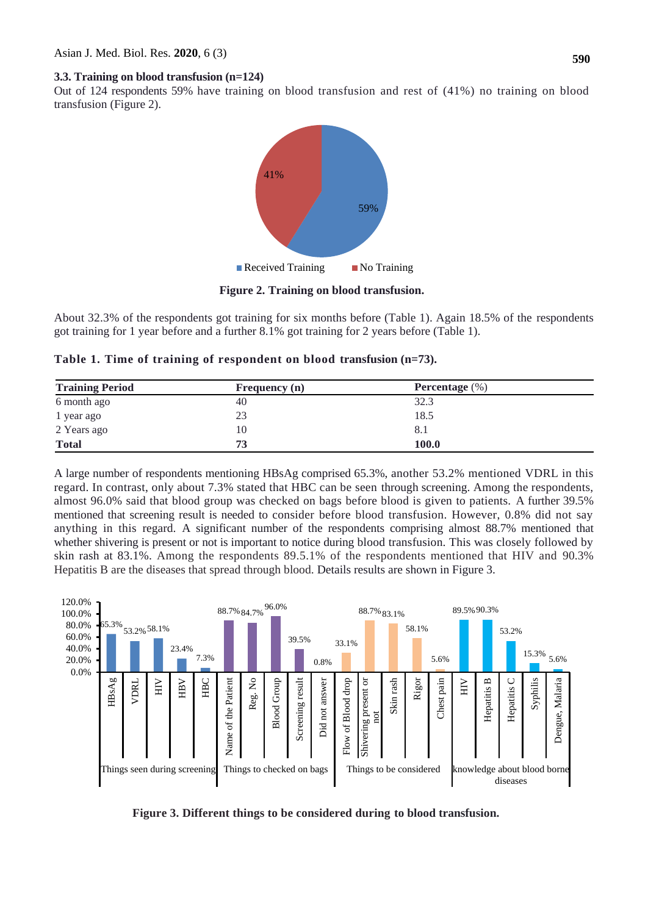### 3.3. Training on blood transfusion (n=124)

Out of 124 respondents 59% have training on blood transfusion and rest of (41%) no training on blood transfusion (Figure 2).

41%
59%
Received Training
No Training

**Figure 2. Training on blood transfusion.**

About 32.3% of the respondents got training for six months before (Table 1). Again 18.5% of the respondents got training for 1 year before and a further 8.1% got training for 2 years before (Table 1).

**Table 1. Time of training of respondent on blood transfusion (n=73).**

| Training Period | Frequency (n) | Percentage (%) |
|---|---|---|
| 6 month ago | 40 | 32.3 |
| 1 year ago | 23 | 18.5 |
| 2 Years ago | 10 | 8.1 |
| **Total** | **73** | **100.0** |

A large number of respondents mentioning HBsAg comprised 65.3%, another 53.2% mentioned VDRL in this regard. In contrast, only about 7.3% stated that HBC can be seen through screening. Among the respondents, almost 96.0% said that blood group was checked on bags before blood is given to patients. A further 39.5% mentioned that screening result is needed to consider before blood transfusion. However, 0.8% did not say anything in this regard. A significant number of the respondents comprising almost 88.7% mentioned that whether shivering is present or not is important to notice during blood transfusion. This was closely followed by skin rash at 83.1%. Among the respondents 89.5.1% of the respondents mentioned that HIV and 90.3% Hepatitis B are the diseases that spread through blood. Details results are shown in Figure 3.

120.0%
100.0%
80.0%
60.0%
40.0%
20.0%
0.0%

65.3% 53.2% 58.1% 23.4% 7.3% 88.7% 84.7% 96.0% 39.5% 0.8% 33.1% 88.7% 83.1% 58.1% 5.6% 89.5% 90.3% 53.2% 15.3% 5.6%

HBsAg, VDRL, HIV, HBV, HBC, Name of the Patient, Reg. No, Blood Group, Screening result, Did not answer, Flow of Blood drop, Shivering present or not, Skin rash, Rigor, Chest pain, HIV, Hepatitis B, Hepatitis C, Syphilis, Dengue, Malaria

Things seen during screening
Things to checked on bags
Things to be considered
knowledge about blood borne diseases

**Figure 3. Different things to be considered during to blood transfusion.**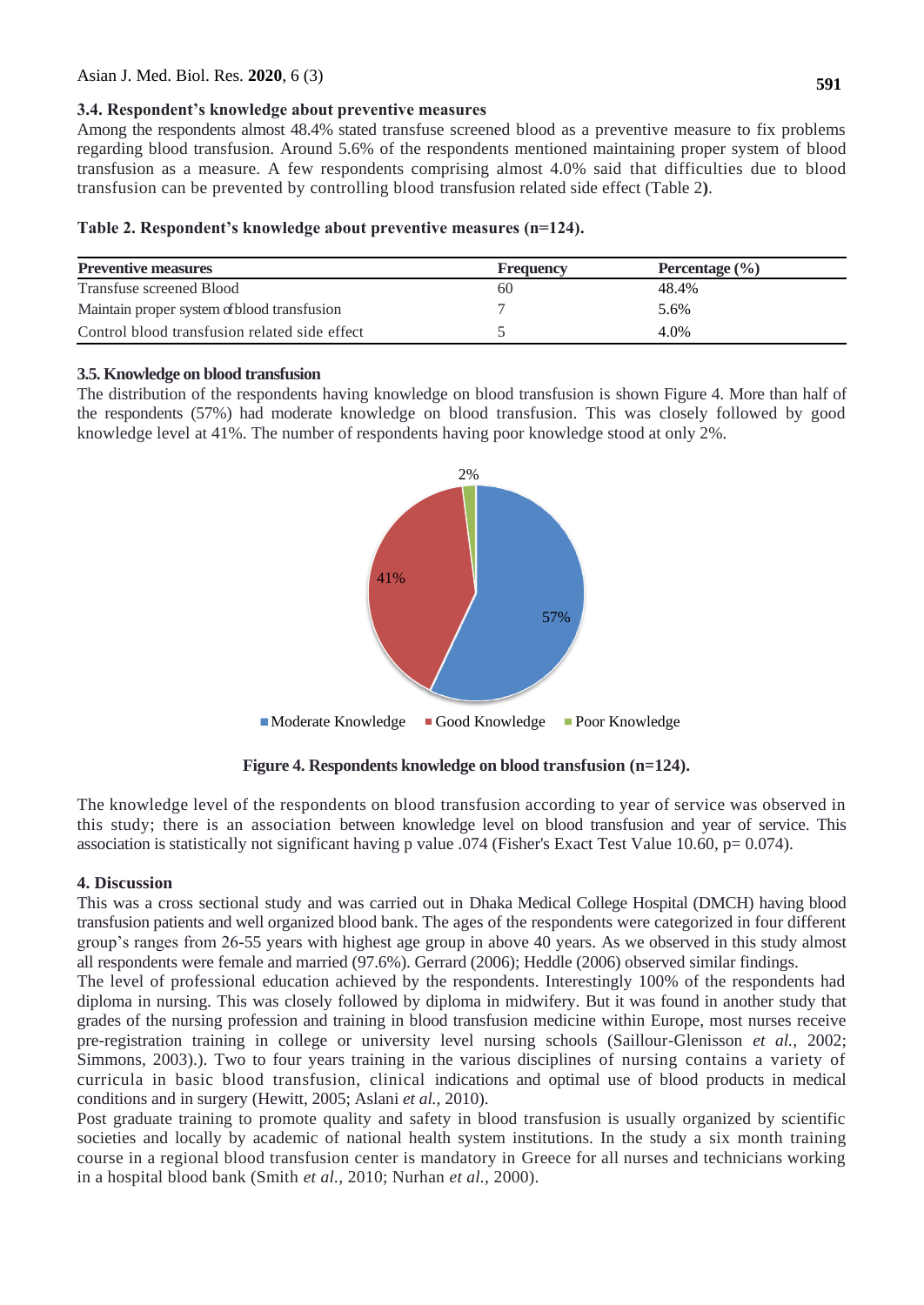### 3.4. Respondent's knowledge about preventive measures

Among the respondents almost 48.4% stated transfuse screened blood as a preventive measure to fix problems regarding blood transfusion. Around 5.6% of the respondents mentioned maintaining proper system of blood transfusion as a measure. A few respondents comprising almost 4.0% said that difficulties due to blood transfusion can be prevented by controlling blood transfusion related side effect (Table 2**)**.

**Table 2. Respondent's knowledge about preventive measures (n=124).**

| Preventive measures | Frequency | Percentage (%) |
|---|---|---|
| Transfuse screened Blood | 60 | 48.4% |
| Maintain proper system of blood transfusion | 7 | 5.6% |
| Control blood transfusion related side effect | 5 | 4.0% |

### 3.5. Knowledge on blood transfusion

The distribution of the respondents having knowledge on blood transfusion is shown Figure 4. More than half of the respondents (57%) had moderate knowledge on blood transfusion. This was closely followed by good knowledge level at 41%. The number of respondents having poor knowledge stood at only 2%.

2%
41%
57%

Moderate Knowledge
Good Knowledge
Poor Knowledge

**Figure 4. Respondents knowledge on blood transfusion (n=124).**

The knowledge level of the respondents on blood transfusion according to year of service was observed in this study; there is an association between knowledge level on blood transfusion and year of service. This association is statistically not significant having p value .074 (Fisher's Exact Test Value 10.60, p= 0.074).

## 4. Discussion

This was a cross sectional study and was carried out in Dhaka Medical College Hospital (DMCH) having blood transfusion patients and well organized blood bank. The ages of the respondents were categorized in four different group's ranges from 26-55 years with highest age group in above 40 years. As we observed in this study almost all respondents were female and married (97.6%). Gerrard (2006); Heddle (2006) observed similar findings.

The level of professional education achieved by the respondents. Interestingly 100% of the respondents had diploma in nursing. This was closely followed by diploma in midwifery. But it was found in another study that grades of the nursing profession and training in blood transfusion medicine within Europe, most nurses receive pre-registration training in college or university level nursing schools (Saillour-Glenisson *et al.*, 2002; Simmons, 2003).). Two to four years training in the various disciplines of nursing contains a variety of curricula in basic blood transfusion, clinical indications and optimal use of blood products in medical conditions and in surgery (Hewitt, 2005; Aslani *et al.,* 2010).

Post graduate training to promote quality and safety in blood transfusion is usually organized by scientific societies and locally by academic of national health system institutions. In the study a six month training course in a regional blood transfusion center is mandatory in Greece for all nurses and technicians working in a hospital blood bank (Smith *et al.,* 2010; Nurhan *et al.,* 2000).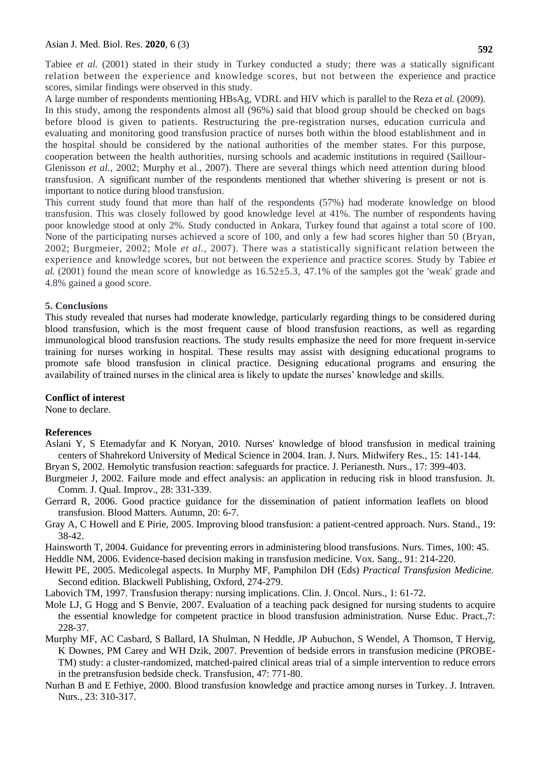Tabiee *et al.* (2001) stated in their study in Turkey conducted a study; there was a statically significant relation between the experience and knowledge scores, but not between the experience and practice scores, similar findings were observed in this study.

A large number of respondents mentioning HBsAg, VDRL and HIV which is parallel to the Reza *et al.* (2009). In this study, among the respondents almost all (96%) said that blood group should be checked on bags before blood is given to patients. Restructuring the pre-registration nurses, education curricula and evaluating and monitoring good transfusion practice of nurses both within the blood establishment and in the hospital should be considered by the national authorities of the member states. For this purpose, cooperation between the health authorities, nursing schools and academic institutions in required (Saillour-Glenisson *et al.*, 2002; Murphy et al., 2007). There are several things which need attention during blood transfusion. A significant number of the respondents mentioned that whether shivering is present or not is important to notice during blood transfusion.

This current study found that more than half of the respondents (57%) had moderate knowledge on blood transfusion. This was closely followed by good knowledge level at 41%. The number of respondents having poor knowledge stood at only 2%. Study conducted in Ankara, Turkey found that against a total score of 100. None of the participating nurses achieved a score of 100, and only a few had scores higher than 50 (Bryan, 2002; Burgmeier, 2002; Mole *et al.*, 2007). There was a statistically significant relation between the experience and knowledge scores, but not between the experience and practice scores. Study by Tabiee *et al.* (2001) found the mean score of knowledge as 16.52±5.3, 47.1% of the samples got the 'weak' grade and 4.8% gained a good score.

## 5. Conclusions

This study revealed that nurses had moderate knowledge, particularly regarding things to be considered during blood transfusion, which is the most frequent cause of blood transfusion reactions, as well as regarding immunological blood transfusion reactions. The study results emphasize the need for more frequent in-service training for nurses working in hospital. These results may assist with designing educational programs to promote safe blood transfusion in clinical practice. Designing educational programs and ensuring the availability of trained nurses in the clinical area is likely to update the nurses' knowledge and skills.

## Conflict of interest

None to declare.

## References

Aslani Y, S Etemadyfar and K Noryan, 2010. Nurses' knowledge of blood transfusion in medical training centers of Shahrekord University of Medical Science in 2004. Iran. J. Nurs. Midwifery Res., 15: 141-144.

Bryan S, 2002. Hemolytic transfusion reaction: safeguards for practice. J. Perianesth. Nurs., 17: 399-403.

Burgmeier J, 2002. Failure mode and effect analysis: an application in reducing risk in blood transfusion. Jt. Comm. J. Qual. Improv., 28: 331-339.

Gerrard R, 2006. Good practice guidance for the dissemination of patient information leaflets on blood transfusion. Blood Matters. Autumn, 20: 6-7.

Gray A, C Howell and E Pirie, 2005. Improving blood transfusion: a patient-centred approach. Nurs. Stand., 19: 38-42.

Hainsworth T, 2004. Guidance for preventing errors in administering blood transfusions. Nurs. Times, 100: 45.

Heddle NM, 2006. Evidence-based decision making in transfusion medicine. Vox. Sang., 91: 214-220.

Hewitt PE, 2005. Medicolegal aspects. In Murphy MF, Pamphilon DH (Eds) *Practical Transfusion Medicine.* Second edition. Blackwell Publishing, Oxford, 274-279.

Labovich TM, 1997. Transfusion therapy: nursing implications. Clin. J. Oncol. Nurs., 1: 61-72.

Mole LJ, G Hogg and S Benvie, 2007. Evaluation of a teaching pack designed for nursing students to acquire the essential knowledge for competent practice in blood transfusion administration. Nurse Educ. Pract.,7: 228-37.

Murphy MF, AC Casbard, S Ballard, IA Shulman, N Heddle, JP Aubuchon, S Wendel, A Thomson, T Hervig, K Downes, PM Carey and WH Dzik, 2007. Prevention of bedside errors in transfusion medicine (PROBE-TM) study: a cluster-randomized, matched-paired clinical areas trial of a simple intervention to reduce errors in the pretransfusion bedside check. Transfusion, 47: 771-80.

Nurhan B and E Fethiye, 2000. Blood transfusion knowledge and practice among nurses in Turkey. J. Intraven. Nurs., 23: 310-317.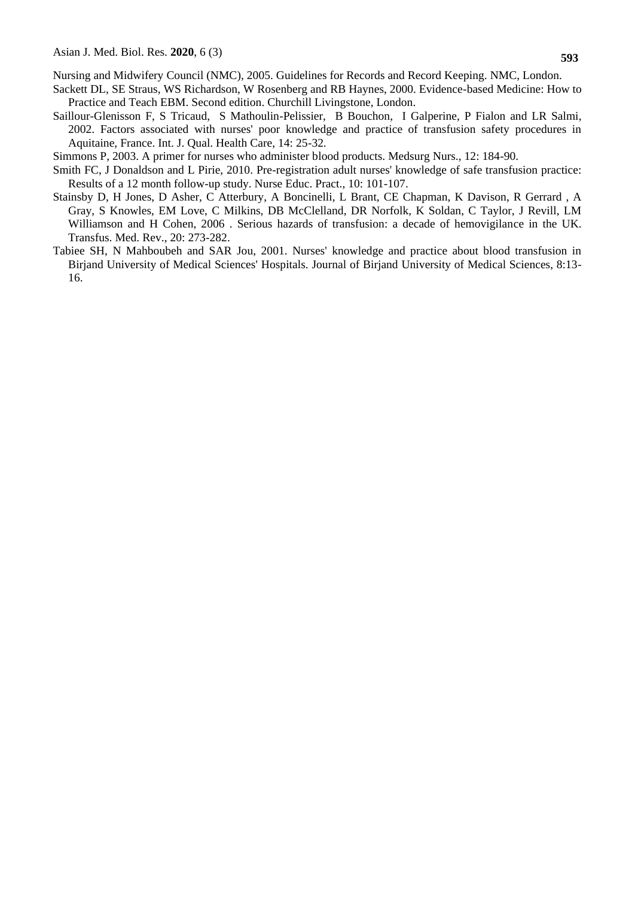Nursing and Midwifery Council (NMC), 2005. Guidelines for Records and Record Keeping. NMC, London.

Sackett DL, SE Straus, WS Richardson, W Rosenberg and RB Haynes, 2000. Evidence-based Medicine: How to Practice and Teach EBM. Second edition. Churchill Livingstone, London.

Saillour-Glenisson F, S Tricaud, S Mathoulin-Pelissier, B Bouchon, I Galperine, P Fialon and LR Salmi, 2002. Factors associated with nurses' poor knowledge and practice of transfusion safety procedures in Aquitaine, France. Int. J. Qual. Health Care, 14: 25-32.

Simmons P, 2003. A primer for nurses who administer blood products. Medsurg Nurs., 12: 184-90.

Smith FC, J Donaldson and L Pirie, 2010. Pre-registration adult nurses' knowledge of safe transfusion practice: Results of a 12 month follow-up study. Nurse Educ. Pract., 10: 101-107.

Stainsby D, H Jones, D Asher, C Atterbury, A Boncinelli, L Brant, CE Chapman, K Davison, R Gerrard , A Gray, S Knowles, EM Love, C Milkins, DB McClelland, DR Norfolk, K Soldan, C Taylor, J Revill, LM Williamson and H Cohen, 2006 . Serious hazards of transfusion: a decade of hemovigilance in the UK. Transfus. Med. Rev., 20: 273-282.

Tabiee SH, N Mahboubeh and SAR Jou, 2001. Nurses' knowledge and practice about blood transfusion in Birjand University of Medical Sciences' Hospitals. Journal of Birjand University of Medical Sciences, 8:13-16.